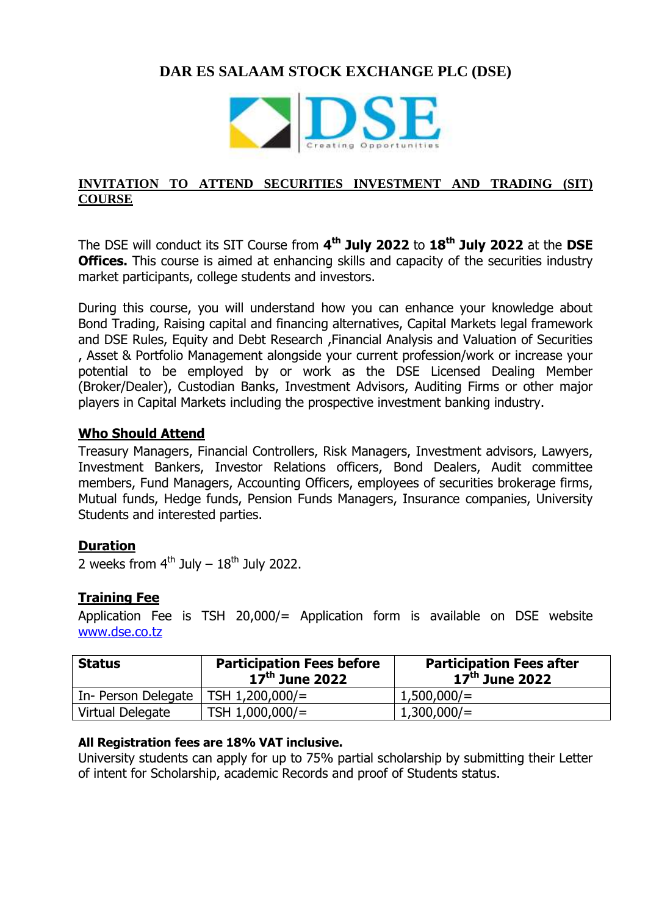# DAR ES SALAAM STOCK EXCHANGE PLC (DSE)

DSE
Creating Opportunities

## INVITATION TO ATTEND SECURITIES INVESTMENT AND TRADING (SIT) COURSE

The DSE will conduct its SIT Course from **4th July 2022** to **18th July 2022** at the **DSE Offices.** This course is aimed at enhancing skills and capacity of the securities industry market participants, college students and investors.

During this course, you will understand how you can enhance your knowledge about Bond Trading, Raising capital and financing alternatives, Capital Markets legal framework and DSE Rules, Equity and Debt Research ,Financial Analysis and Valuation of Securities , Asset & Portfolio Management alongside your current profession/work or increase your potential to be employed by or work as the DSE Licensed Dealing Member (Broker/Dealer), Custodian Banks, Investment Advisors, Auditing Firms or other major players in Capital Markets including the prospective investment banking industry.

### Who Should Attend

Treasury Managers, Financial Controllers, Risk Managers, Investment advisors, Lawyers, Investment Bankers, Investor Relations officers, Bond Dealers, Audit committee members, Fund Managers, Accounting Officers, employees of securities brokerage firms, Mutual funds, Hedge funds, Pension Funds Managers, Insurance companies, University Students and interested parties.

### Duration

2 weeks from 4th July – 18th July 2022.

### Training Fee

Application Fee is TSH 20,000/= Application form is available on DSE website www.dse.co.tz

| Status | Participation Fees before 17th June 2022 | Participation Fees after 17th June 2022 |
|---|---|---|
| In- Person Delegate | TSH 1,200,000/= | 1,500,000/= |
| Virtual Delegate | TSH 1,000,000/= | 1,300,000/= |

**All Registration fees are 18% VAT inclusive.**

University students can apply for up to 75% partial scholarship by submitting their Letter of intent for Scholarship, academic Records and proof of Students status.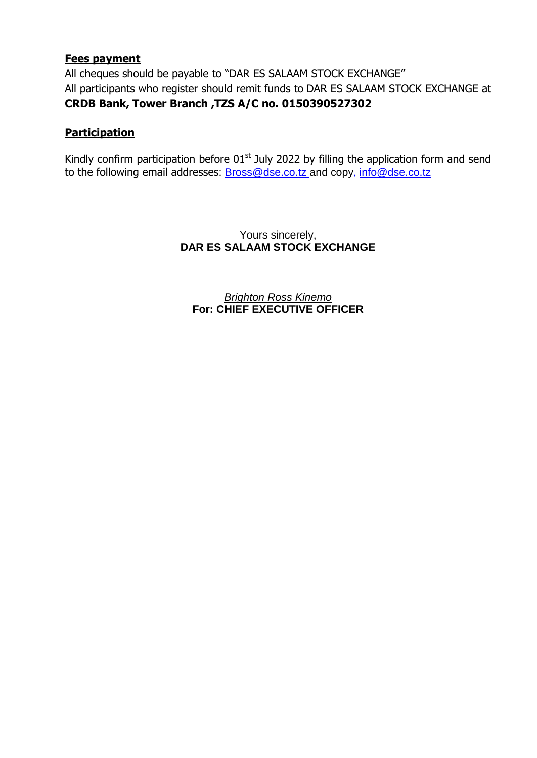**Fees payment**

All cheques should be payable to "DAR ES SALAAM STOCK EXCHANGE"
All participants who register should remit funds to DAR ES SALAAM STOCK EXCHANGE at **CRDB Bank, Tower Branch ,TZS A/C no. 0150390527302**

**Participation**

Kindly confirm participation before 01st July 2022 by filling the application form and send to the following email addresses: Bross@dse.co.tz and copy, info@dse.co.tz

Yours sincerely,
**DAR ES SALAAM STOCK EXCHANGE**

*Brighton Ross Kinemo*
**For: CHIEF EXECUTIVE OFFICER**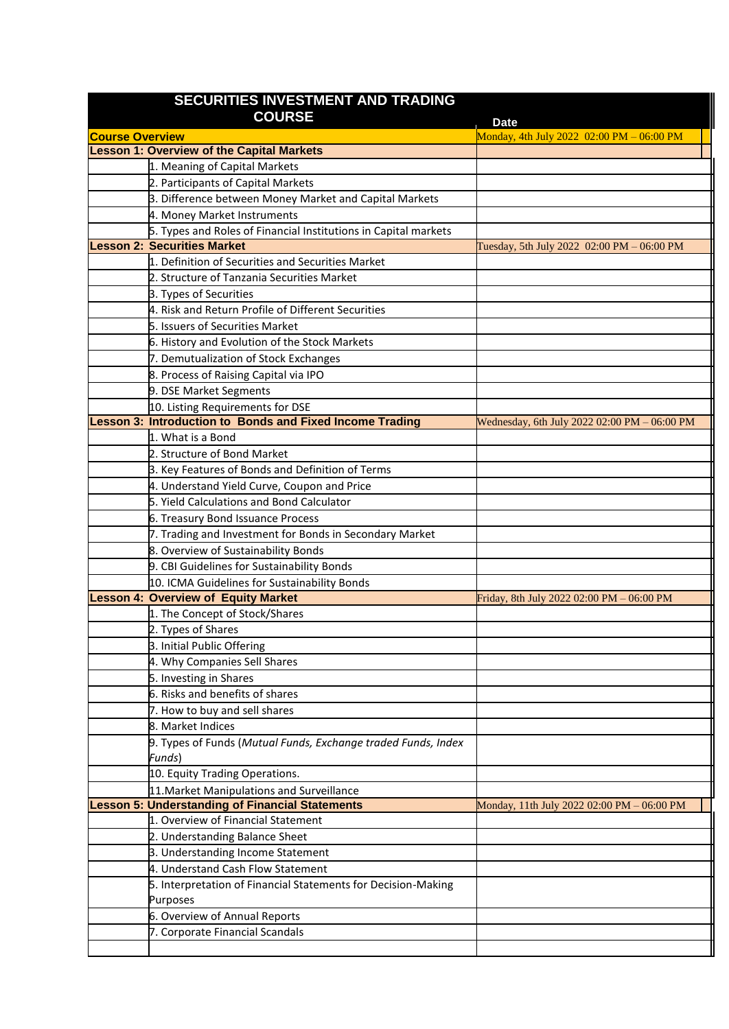| SECURITIES INVESTMENT AND TRADING COURSE | | Date |
|---|---|---|
| **Course Overview** | | Monday, 4th July 2022 02:00 PM – 06:00 PM |
| **Lesson 1: Overview of the Capital Markets** | | |
| | 1. Meaning of Capital Markets | |
| | 2. Participants of Capital Markets | |
| | 3. Difference between Money Market and Capital Markets | |
| | 4. Money Market Instruments | |
| | 5. Types and Roles of Financial Institutions in Capital markets | |
| **Lesson 2: Securities Market** | | Tuesday, 5th July 2022 02:00 PM – 06:00 PM |
| | 1. Definition of Securities and Securities Market | |
| | 2. Structure of Tanzania Securities Market | |
| | 3. Types of Securities | |
| | 4. Risk and Return Profile of Different Securities | |
| | 5. Issuers of Securities Market | |
| | 6. History and Evolution of the Stock Markets | |
| | 7. Demutualization of Stock Exchanges | |
| | 8. Process of Raising Capital via IPO | |
| | 9. DSE Market Segments | |
| | 10. Listing Requirements for DSE | |
| **Lesson 3: Introduction to Bonds and Fixed Income Trading** | | Wednesday, 6th July 2022 02:00 PM – 06:00 PM |
| | 1. What is a Bond | |
| | 2. Structure of Bond Market | |
| | 3. Key Features of Bonds and Definition of Terms | |
| | 4. Understand Yield Curve, Coupon and Price | |
| | 5. Yield Calculations and Bond Calculator | |
| | 6. Treasury Bond Issuance Process | |
| | 7. Trading and Investment for Bonds in Secondary Market | |
| | 8. Overview of Sustainability Bonds | |
| | 9. CBI Guidelines for Sustainability Bonds | |
| | 10. ICMA Guidelines for Sustainability Bonds | |
| **Lesson 4: Overview of Equity Market** | | Friday, 8th July 2022 02:00 PM – 06:00 PM |
| | 1. The Concept of Stock/Shares | |
| | 2. Types of Shares | |
| | 3. Initial Public Offering | |
| | 4. Why Companies Sell Shares | |
| | 5. Investing in Shares | |
| | 6. Risks and benefits of shares | |
| | 7. How to buy and sell shares | |
| | 8. Market Indices | |
| | 9. Types of Funds (*Mutual Funds, Exchange traded Funds, Index Funds*) | |
| | 10. Equity Trading Operations. | |
| | 11.Market Manipulations and Surveillance | |
| **Lesson 5: Understanding of Financial Statements** | | Monday, 11th July 2022 02:00 PM – 06:00 PM |
| | 1. Overview of Financial Statement | |
| | 2. Understanding Balance Sheet | |
| | 3. Understanding Income Statement | |
| | 4. Understand Cash Flow Statement | |
| | 5. Interpretation of Financial Statements for Decision-Making Purposes | |
| | 6. Overview of Annual Reports | |
| | 7. Corporate Financial Scandals | |
| | | |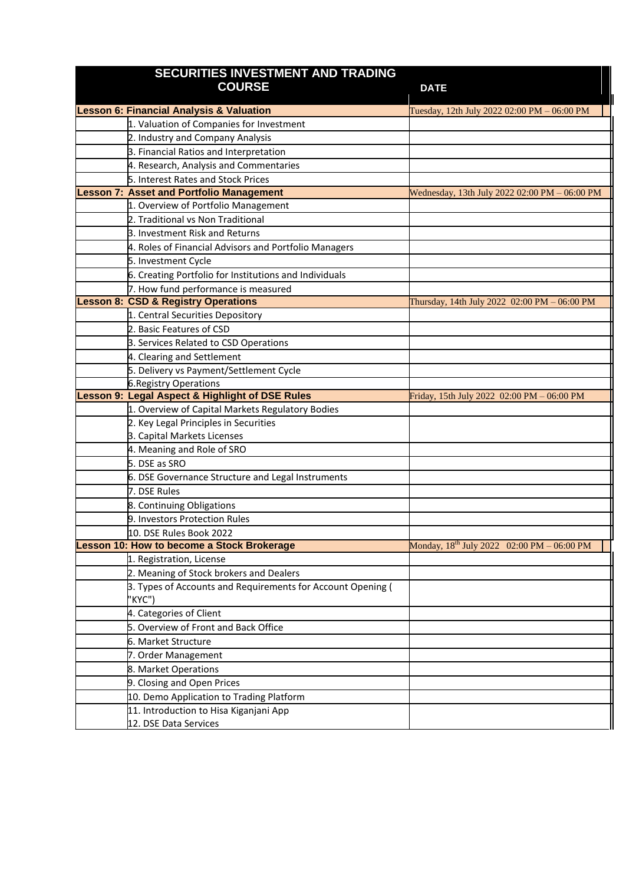| SECURITIES INVESTMENT AND TRADING COURSE | | DATE |
|---|---|---|
| **Lesson 6: Financial Analysis & Valuation** | | Tuesday, 12th July 2022 02:00 PM – 06:00 PM |
| | 1. Valuation of Companies for Investment | |
| | 2. Industry and Company Analysis | |
| | 3. Financial Ratios and Interpretation | |
| | 4. Research, Analysis and Commentaries | |
| | 5. Interest Rates and Stock Prices | |
| **Lesson 7: Asset and Portfolio Management** | | Wednesday, 13th July 2022 02:00 PM – 06:00 PM |
| | 1. Overview of Portfolio Management | |
| | 2. Traditional vs Non Traditional | |
| | 3. Investment Risk and Returns | |
| | 4. Roles of Financial Advisors and Portfolio Managers | |
| | 5. Investment Cycle | |
| | 6. Creating Portfolio for Institutions and Individuals | |
| | 7. How fund performance is measured | |
| **Lesson 8: CSD & Registry Operations** | | Thursday, 14th July 2022 02:00 PM – 06:00 PM |
| | 1. Central Securities Depository | |
| | 2. Basic Features of CSD | |
| | 3. Services Related to CSD Operations | |
| | 4. Clearing and Settlement | |
| | 5. Delivery vs Payment/Settlement Cycle | |
| | 6.Registry Operations | |
| **Lesson 9: Legal Aspect & Highlight of DSE Rules** | | Friday, 15th July 2022 02:00 PM – 06:00 PM |
| | 1. Overview of Capital Markets Regulatory Bodies | |
| | 2. Key Legal Principles in Securities<br>3. Capital Markets Licenses | |
| | 4. Meaning and Role of SRO | |
| | 5. DSE as SRO | |
| | 6. DSE Governance Structure and Legal Instruments | |
| | 7. DSE Rules | |
| | 8. Continuing Obligations | |
| | 9. Investors Protection Rules | |
| | 10. DSE Rules Book 2022 | |
| **Lesson 10: How to become a Stock Brokerage** | | Monday, 18th July 2022 02:00 PM – 06:00 PM |
| | 1. Registration, License | |
| | 2. Meaning of Stock brokers and Dealers | |
| | 3. Types of Accounts and Requirements for Account Opening ("KYC") | |
| | 4. Categories of Client | |
| | 5. Overview of Front and Back Office | |
| | 6. Market Structure | |
| | 7. Order Management | |
| | 8. Market Operations | |
| | 9. Closing and Open Prices | |
| | 10. Demo Application to Trading Platform | |
| | 11. Introduction to Hisa Kiganjani App<br>12. DSE Data Services | |